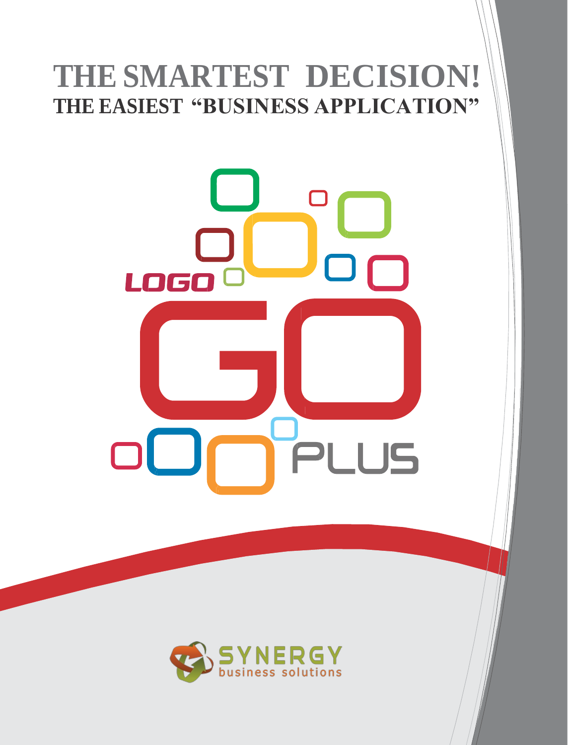# THE SMARTEST DECISION!

## THE EASIEST "BUSINESS APPLICATION"

LOGO GO PLUS

SYNERGY business solutions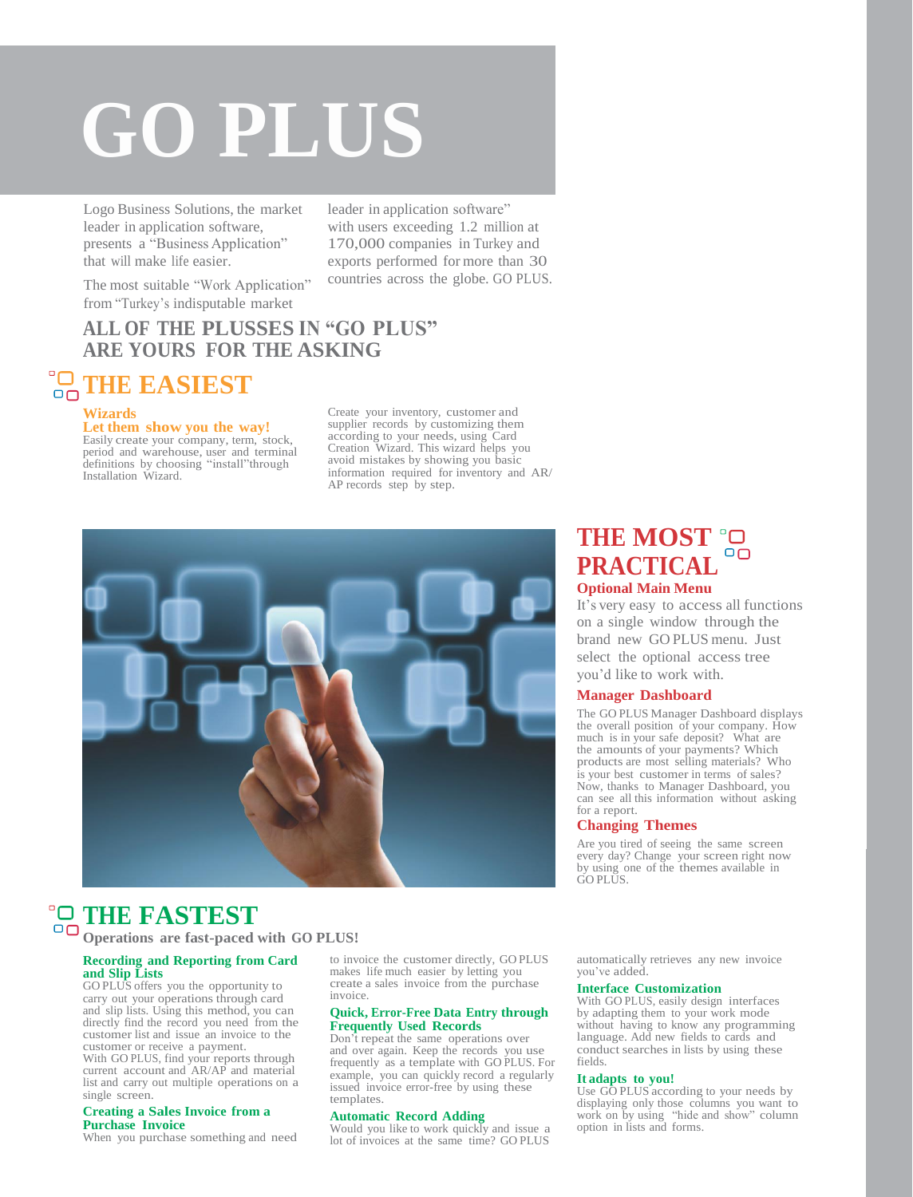# GO PLUS

Logo Business Solutions, the market leader in application software, presents a "Business Application" that will make life easier.

The most suitable "Work Application" from "Turkey's indisputable market leader in application software" with users exceeding 1.2 million at 170,000 companies in Turkey and exports performed for more than 30 countries across the globe. GO PLUS.

## ALL OF THE PLUSSES IN "GO PLUS" ARE YOURS FOR THE ASKING

## THE EASIEST

### Wizards

**Let them show you the way!**

Easily create your company, term, stock, period and warehouse, user and terminal definitions by choosing "install"through Installation Wizard.

Create your inventory, customer and supplier records by customizing them according to your needs, using Card Creation Wizard. This wizard helps you avoid mistakes by showing you basic information required for inventory and AR/AP records step by step.

## THE MOST PRACTICAL

### Optional Main Menu

It's very easy to access all functions on a single window through the brand new GO PLUS menu. Just select the optional access tree you'd like to work with.

### Manager Dashboard

The GO PLUS Manager Dashboard displays the overall position of your company. How much is in your safe deposit? What are the amounts of your payments? Which products are most selling materials? Who is your best customer in terms of sales? Now, thanks to Manager Dashboard, you can see all this information without asking for a report.

### Changing Themes

Are you tired of seeing the same screen every day? Change your screen right now by using one of the themes available in GO PLUS.

## THE FASTEST

**Operations are fast-paced with GO PLUS!**

### Recording and Reporting from Card and Slip Lists

GO PLUS offers you the opportunity to carry out your operations through card and slip lists. Using this method, you can directly find the record you need from the customer list and issue an invoice to the customer or receive a payment.

With GO PLUS, find your reports through current account and AR/AP and material list and carry out multiple operations on a single screen.

### Creating a Sales Invoice from a Purchase Invoice

When you purchase something and need to invoice the customer directly, GO PLUS makes life much easier by letting you create a sales invoice from the purchase invoice.

### Quick, Error-Free Data Entry through Frequently Used Records

Don't repeat the same operations over and over again. Keep the records you use frequently as a template with GO PLUS. For example, you can quickly record a regularly issued invoice error-free by using these templates.

### Automatic Record Adding

Would you like to work quickly and issue a lot of invoices at the same time? GO PLUS automatically retrieves any new invoice you've added.

### Interface Customization

With GO PLUS, easily design interfaces by adapting them to your work mode without having to know any programming language. Add new fields to cards and conduct searches in lists by using these fields.

### It adapts to you!

Use GO PLUS according to your needs by displaying only those columns you want to work on by using "hide and show" column option in lists and forms.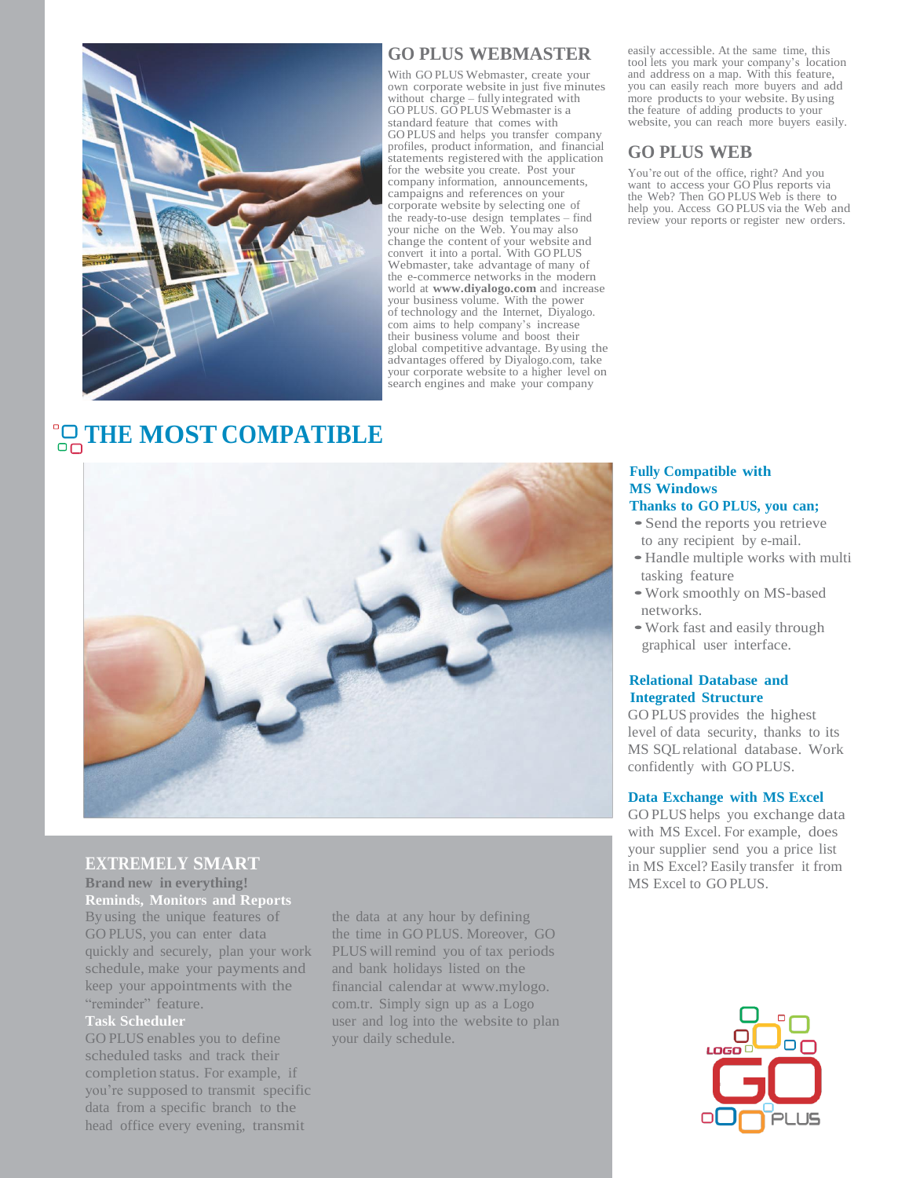## GO PLUS WEBMASTER

With GO PLUS Webmaster, create your own corporate website in just five minutes without charge – fully integrated with GO PLUS. GO PLUS Webmaster is a standard feature that comes with GO PLUS and helps you transfer company profiles, product information, and financial statements registered with the application for the website you create. Post your company information, announcements, campaigns and references on your corporate website by selecting one of the ready-to-use design templates – find your niche on the Web. You may also change the content of your website and convert it into a portal. With GO PLUS Webmaster, take advantage of many of the e-commerce networks in the modern world at **www.diyalogo.com** and increase your business volume. With the power of technology and the Internet, Diyalogo.com aims to help company's increase their business volume and boost their global competitive advantage. By using the advantages offered by Diyalogo.com, take your corporate website to a higher level on search engines and make your company easily accessible. At the same time, this tool lets you mark your company's location and address on a map. With this feature, you can easily reach more buyers and add more products to your website. By using the feature of adding products to your website, you can reach more buyers easily.

## GO PLUS WEB

You're out of the office, right? And you want to access your GO Plus reports via the Web? Then GO PLUS Web is there to help you. Access GO PLUS via the Web and review your reports or register new orders.

# THE MOST COMPATIBLE

### Fully Compatible with MS Windows

**Thanks to GO PLUS, you can;**

- Send the reports you retrieve to any recipient by e-mail.
- Handle multiple works with multi tasking feature
- Work smoothly on MS-based networks.
- Work fast and easily through graphical user interface.

### Relational Database and Integrated Structure

GO PLUS provides the highest level of data security, thanks to its MS SQL relational database. Work confidently with GO PLUS.

### Data Exchange with MS Excel

GO PLUS helps you exchange data with MS Excel. For example, does your supplier send you a price list in MS Excel? Easily transfer it from MS Excel to GO PLUS.

## EXTREMELY SMART

**Brand new in everything!**

### Reminds, Monitors and Reports

By using the unique features of GO PLUS, you can enter data quickly and securely, plan your work schedule, make your payments and keep your appointments with the "reminder" feature.

### Task Scheduler

GO PLUS enables you to define scheduled tasks and track their completion status. For example, if you're supposed to transmit specific data from a specific branch to the head office every evening, transmit the data at any hour by defining the time in GO PLUS. Moreover, GO PLUS will remind you of tax periods and bank holidays listed on the financial calendar at www.mylogo.com.tr. Simply sign up as a Logo user and log into the website to plan your daily schedule.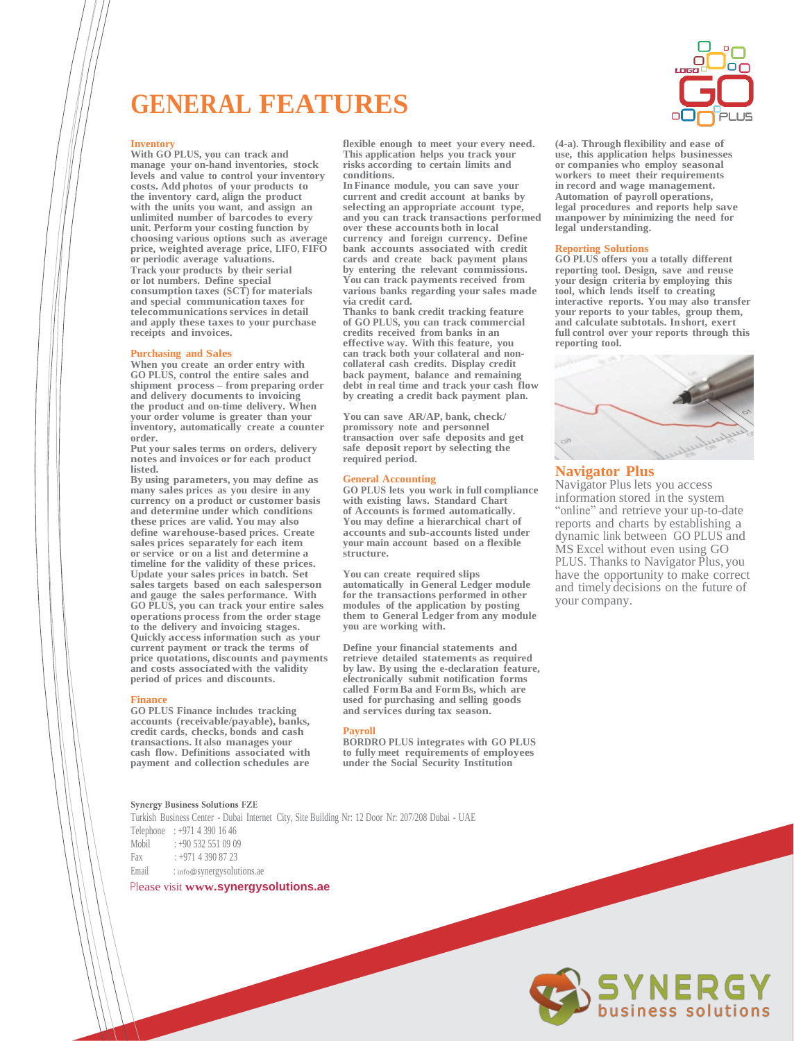# GENERAL FEATURES

### Inventory

**With GO PLUS, you can track and manage your on-hand inventories, stock levels and value to control your inventory costs. Add photos of your products to the inventory card, align the product with the units you want, and assign an unlimited number of barcodes to every unit. Perform your costing function by choosing various options such as average price, weighted average price, LIFO, FIFO or periodic average valuations.**
**Track your products by their serial or lot numbers. Define special consumption taxes (SCT) for materials and special communication taxes for telecommunications services in detail and apply these taxes to your purchase receipts and invoices.**

### Purchasing and Sales

**When you create an order entry with GO PLUS, control the entire sales and shipment process – from preparing order and delivery documents to invoicing the product and on-time delivery. When your order volume is greater than your inventory, automatically create a counter order.**
**Put your sales terms on orders, delivery notes and invoices or for each product listed.**
**By using parameters, you may define as many sales prices as you desire in any currency on a product or customer basis and determine under which conditions these prices are valid. You may also define warehouse-based prices. Create sales prices separately for each item or service or on a list and determine a timeline for the validity of these prices. Update your sales prices in batch. Set sales targets based on each salesperson and gauge the sales performance. With GO PLUS, you can track your entire sales operations process from the order stage to the delivery and invoicing stages. Quickly access information such as your current payment or track the terms of price quotations, discounts and payments and costs associated with the validity period of prices and discounts.**

### Finance

**GO PLUS Finance includes tracking accounts (receivable/payable), banks, credit cards, checks, bonds and cash transactions. It also manages your cash flow. Definitions associated with payment and collection schedules are flexible enough to meet your every need. This application helps you track your risks according to certain limits and conditions.**
**In Finance module, you can save your current and credit account at banks by selecting an appropriate account type, and you can track transactions performed over these accounts both in local currency and foreign currency. Define bank accounts associated with credit cards and create back payment plans by entering the relevant commissions. You can track payments received from various banks regarding your sales made via credit card.**
**Thanks to bank credit tracking feature of GO PLUS, you can track commercial credits received from banks in an effective way. With this feature, you can track both your collateral and non-collateral cash credits. Display credit back payment, balance and remaining debt in real time and track your cash flow by creating a credit back payment plan.**

**You can save AR/AP, bank, check/ promissory note and personnel transaction over safe deposits and get safe deposit report by selecting the required period.**

### General Accounting

**GO PLUS lets you work in full compliance with existing laws. Standard Chart of Accounts is formed automatically. You may define a hierarchical chart of accounts and sub-accounts listed under your main account based on a flexible structure.**

**You can create required slips automatically in General Ledger module for the transactions performed in other modules of the application by posting them to General Ledger from any module you are working with.**

**Define your financial statements and retrieve detailed statements as required by law. By using the e-declaration feature, electronically submit notification forms called Form Ba and Form Bs, which are used for purchasing and selling goods and services during tax season.**

### Payroll

**BORDRO PLUS integrates with GO PLUS to fully meet requirements of employees under the Social Security Institution (4-a). Through flexibility and ease of use, this application helps businesses or companies who employ seasonal workers to meet their requirements in record and wage management. Automation of payroll operations, legal procedures and reports help save manpower by minimizing the need for legal understanding.**

### Reporting Solutions

**GO PLUS offers you a totally different reporting tool. Design, save and reuse your design criteria by employing this tool, which lends itself to creating interactive reports. You may also transfer your reports to your tables, group them, and calculate subtotals. In short, exert full control over your reports through this reporting tool.**

## Navigator Plus

Navigator Plus lets you access information stored in the system "online" and retrieve your up-to-date reports and charts by establishing a dynamic link between GO PLUS and MS Excel without even using GO PLUS. Thanks to Navigator Plus, you have the opportunity to make correct and timely decisions on the future of your company.

**Synergy Business Solutions FZE**
Turkish Business Center - Dubai Internet City, Site Building Nr: 12 Door Nr: 207/208 Dubai - UAE
Telephone : +971 4 390 16 46
Mobil : +90 532 551 09 09
Fax : +971 4 390 87 23
Email : info@synergysolutions.ae

Please visit **www.synergysolutions.ae**